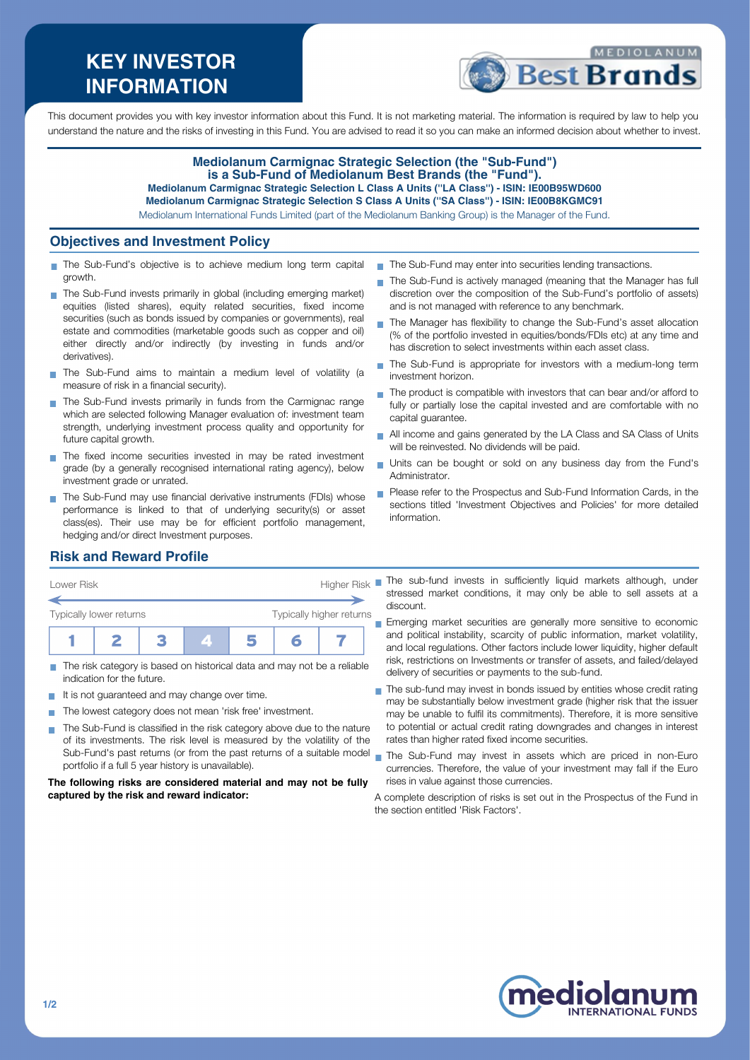# KEY INVESTOR INFORMATION

This document provides you with key investor information about this Fund. It is not marketing material. The information is required by law to help you understand the nature and the risks of investing in this Fund. You are advised to read it so you can make an informed decision about whether to invest.

**Mediolanum Carmignac Strategic Selection (the "Sub-Fund") is a Sub-Fund of Mediolanum Best Brands (the "Fund").**

**Mediolanum Carmignac Strategic Selection L Class A Units ("LA Class") - ISIN: IE00B95WD600**

**Mediolanum Carmignac Strategic Selection S Class A Units ("SA Class") - ISIN: IE00B8KGMC91**

Mediolanum International Funds Limited (part of the Mediolanum Banking Group) is the Manager of the Fund.

## Objectives and Investment Policy

- The Sub-Fund's objective is to achieve medium long term capital growth.
- The Sub-Fund invests primarily in global (including emerging market) equities (listed shares), equity related securities, fixed income securities (such as bonds issued by companies or governments), real estate and commodities (marketable goods such as copper and oil) either directly and/or indirectly (by investing in funds and/or derivatives).
- The Sub-Fund aims to maintain a medium level of volatility (a measure of risk in a financial security).
- The Sub-Fund invests primarily in funds from the Carmignac range which are selected following Manager evaluation of: investment team strength, underlying investment process quality and opportunity for future capital growth.
- The fixed income securities invested in may be rated investment grade (by a generally recognised international rating agency), below investment grade or unrated.
- The Sub-Fund may use financial derivative instruments (FDIs) whose performance is linked to that of underlying security(s) or asset class(es). Their use may be for efficient portfolio management, hedging and/or direct Investment purposes.
- The Sub-Fund may enter into securities lending transactions.
- The Sub-Fund is actively managed (meaning that the Manager has full discretion over the composition of the Sub-Fund's portfolio of assets) and is not managed with reference to any benchmark.
- The Manager has flexibility to change the Sub-Fund's asset allocation (% of the portfolio invested in equities/bonds/FDIs etc) at any time and has discretion to select investments within each asset class.
- The Sub-Fund is appropriate for investors with a medium-long term investment horizon.
- The product is compatible with investors that can bear and/or afford to fully or partially lose the capital invested and are comfortable with no capital guarantee.
- All income and gains generated by the LA Class and SA Class of Units will be reinvested. No dividends will be paid.
- Units can be bought or sold on any business day from the Fund's Administrator.
- Please refer to the Prospectus and Sub-Fund Information Cards, in the sections titled 'Investment Objectives and Policies' for more detailed information.

## Risk and Reward Profile

Lower Risk — Higher Risk

Typically lower returns — Typically higher returns

| 1 | 2 | 3 | **4** | 5 | 6 | 7 |
|---|---|---|---|---|---|---|

- The risk category is based on historical data and may not be a reliable indication for the future.
- It is not guaranteed and may change over time.
- The lowest category does not mean 'risk free' investment.
- The Sub-Fund is classified in the risk category above due to the nature of its investments. The risk level is measured by the volatility of the Sub-Fund's past returns (or from the past returns of a suitable model portfolio if a full 5 year history is unavailable).

**The following risks are considered material and may not be fully captured by the risk and reward indicator:**

- The sub-fund invests in sufficiently liquid markets although, under stressed market conditions, it may only be able to sell assets at a discount.
- Emerging market securities are generally more sensitive to economic and political instability, scarcity of public information, market volatility, and local regulations. Other factors include lower liquidity, higher default risk, restrictions on Investments or transfer of assets, and failed/delayed delivery of securities or payments to the sub-fund.
- The sub-fund may invest in bonds issued by entities whose credit rating may be substantially below investment grade (higher risk that the issuer may be unable to fulfil its commitments). Therefore, it is more sensitive to potential or actual credit rating downgrades and changes in interest rates than higher rated fixed income securities.
- The Sub-Fund may invest in assets which are priced in non-Euro currencies. Therefore, the value of your investment may fall if the Euro rises in value against those currencies.

A complete description of risks is set out in the Prospectus of the Fund in the section entitled 'Risk Factors'.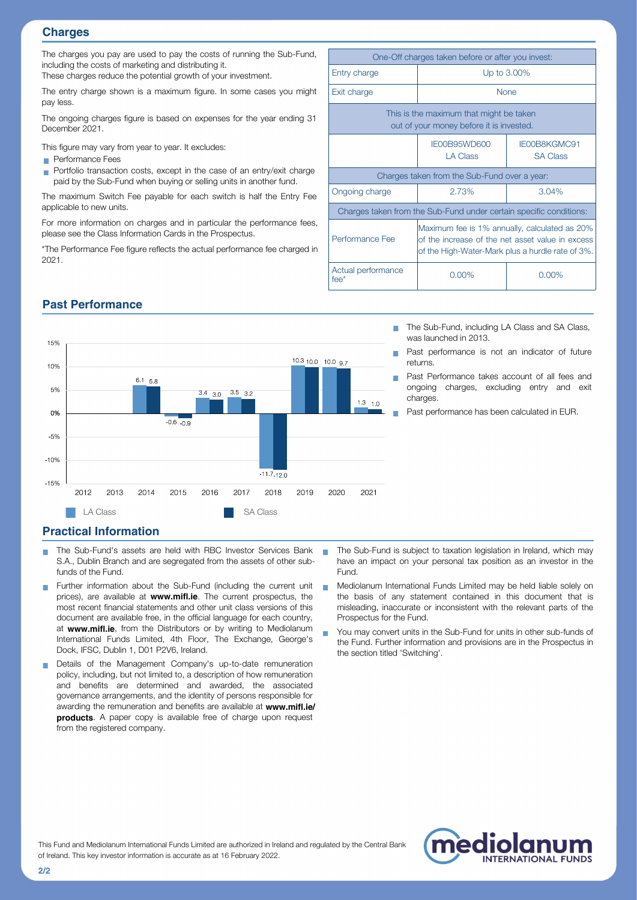## Charges

The charges you pay are used to pay the costs of running the Sub-Fund, including the costs of marketing and distributing it.
These charges reduce the potential growth of your investment.

The entry charge shown is a maximum figure. In some cases you might pay less.

The ongoing charges figure is based on expenses for the year ending 31 December 2021.

This figure may vary from year to year. It excludes:

- Performance Fees
- Portfolio transaction costs, except in the case of an entry/exit charge paid by the Sub-Fund when buying or selling units in another fund.

The maximum Switch Fee payable for each switch is half the Entry Fee applicable to new units.

For more information on charges and in particular the performance fees, please see the Class Information Cards in the Prospectus.

*The Performance Fee figure reflects the actual performance fee charged in 2021.

| One-Off charges taken before or after you invest: | | |
|---|---|---|
| Entry charge | Up to 3.00% | |
| Exit charge | None | |
| This is the maximum that might be taken out of your money before it is invested. | | |
| | IE00B95WD600 LA Class | IE00B8KGMC91 SA Class |
| Charges taken from the Sub-Fund over a year: | | |
| Ongoing charge | 2.73% | 3.04% |
| Charges taken from the Sub-Fund under certain specific conditions: | | |
| Performance Fee | Maximum fee is 1% annually, calculated as 20% of the increase of the net asset value in excess of the High-Water-Mark plus a hurdle rate of 3%. | |
| Actual performance fee* | 0.00% | 0.00% |

## Past Performance

15%
10%
5%
0%
-5%
-10%
-15%

2012 2013 2014 2015 2016 2017 2018 2019 2020 2021

6.1 5.8
-0.6 -0.9
3.4 3.0
3.5 3.2
-11.7 -12.0
10.3 10.0
10.0 9.7
1.3 1.0

LA Class SA Class

- The Sub-Fund, including LA Class and SA Class, was launched in 2013.
- Past performance is not an indicator of future returns.
- Past Performance takes account of all fees and ongoing charges, excluding entry and exit charges.
- Past performance has been calculated in EUR.

## Practical Information

- The Sub-Fund's assets are held with RBC Investor Services Bank S.A., Dublin Branch and are segregated from the assets of other sub-funds of the Fund.
- Further information about the Sub-Fund (including the current unit prices), are available at **www.mifl.ie**. The current prospectus, the most recent financial statements and other unit class versions of this document are available free, in the official language for each country, at **www.mifl.ie**, from the Distributors or by writing to Mediolanum International Funds Limited, 4th Floor, The Exchange, George's Dock, IFSC, Dublin 1, D01 P2V6, Ireland.
- Details of the Management Company's up-to-date remuneration policy, including, but not limited to, a description of how remuneration and benefits are determined and awarded, the associated governance arrangements, and the identity of persons responsible for awarding the remuneration and benefits are available at **www.mifl.ie/products**. A paper copy is available free of charge upon request from the registered company.
- The Sub-Fund is subject to taxation legislation in Ireland, which may have an impact on your personal tax position as an investor in the Fund.
- Mediolanum International Funds Limited may be held liable solely on the basis of any statement contained in this document that is misleading, inaccurate or inconsistent with the relevant parts of the Prospectus for the Fund.
- You may convert units in the Sub-Fund for units in other sub-funds of the Fund. Further information and provisions are in the Prospectus in the section titled 'Switching'.

This Fund and Mediolanum International Funds Limited are authorized in Ireland and regulated by the Central Bank of Ireland. This key investor information is accurate as at 16 February 2022.